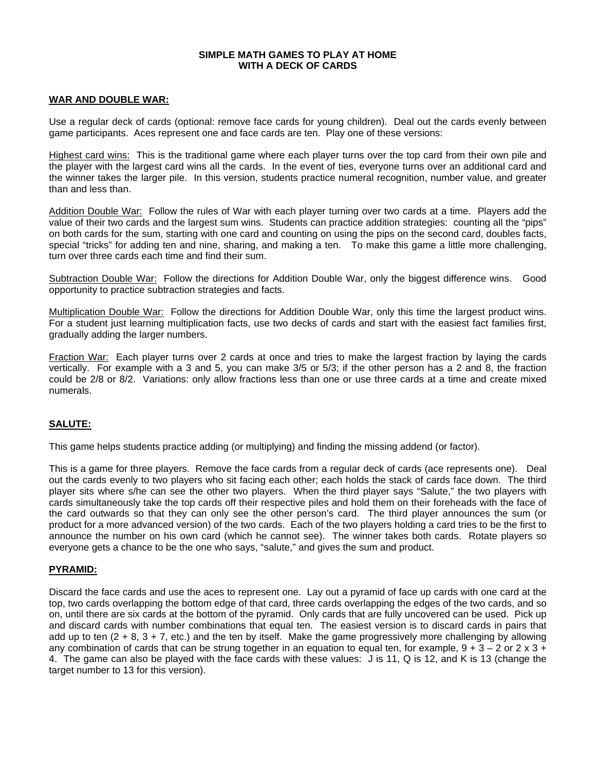# SIMPLE MATH GAMES TO PLAY AT HOME
# WITH A DECK OF CARDS

## WAR AND DOUBLE WAR:

Use a regular deck of cards (optional: remove face cards for young children). Deal out the cards evenly between game participants. Aces represent one and face cards are ten. Play one of these versions:

Highest card wins: This is the traditional game where each player turns over the top card from their own pile and the player with the largest card wins all the cards. In the event of ties, everyone turns over an additional card and the winner takes the larger pile. In this version, students practice numeral recognition, number value, and greater than and less than.

Addition Double War: Follow the rules of War with each player turning over two cards at a time. Players add the value of their two cards and the largest sum wins. Students can practice addition strategies: counting all the "pips" on both cards for the sum, starting with one card and counting on using the pips on the second card, doubles facts, special "tricks" for adding ten and nine, sharing, and making a ten. To make this game a little more challenging, turn over three cards each time and find their sum.

Subtraction Double War: Follow the directions for Addition Double War, only the biggest difference wins. Good opportunity to practice subtraction strategies and facts.

Multiplication Double War: Follow the directions for Addition Double War, only this time the largest product wins. For a student just learning multiplication facts, use two decks of cards and start with the easiest fact families first, gradually adding the larger numbers.

Fraction War: Each player turns over 2 cards at once and tries to make the largest fraction by laying the cards vertically. For example with a 3 and 5, you can make 3/5 or 5/3; if the other person has a 2 and 8, the fraction could be 2/8 or 8/2. Variations: only allow fractions less than one or use three cards at a time and create mixed numerals.

## SALUTE:

This game helps students practice adding (or multiplying) and finding the missing addend (or factor).

This is a game for three players. Remove the face cards from a regular deck of cards (ace represents one). Deal out the cards evenly to two players who sit facing each other; each holds the stack of cards face down. The third player sits where s/he can see the other two players. When the third player says "Salute," the two players with cards simultaneously take the top cards off their respective piles and hold them on their foreheads with the face of the card outwards so that they can only see the other person's card. The third player announces the sum (or product for a more advanced version) of the two cards. Each of the two players holding a card tries to be the first to announce the number on his own card (which he cannot see). The winner takes both cards. Rotate players so everyone gets a chance to be the one who says, "salute," and gives the sum and product.

## PYRAMID:

Discard the face cards and use the aces to represent one. Lay out a pyramid of face up cards with one card at the top, two cards overlapping the bottom edge of that card, three cards overlapping the edges of the two cards, and so on, until there are six cards at the bottom of the pyramid. Only cards that are fully uncovered can be used. Pick up and discard cards with number combinations that equal ten. The easiest version is to discard cards in pairs that add up to ten ($2 + 8$, $3 + 7$, etc.) and the ten by itself. Make the game progressively more challenging by allowing any combination of cards that can be strung together in an equation to equal ten, for example, $9 + 3 - 2$ or $2 \times 3 + 4$. The game can also be played with the face cards with these values: J is 11, Q is 12, and K is 13 (change the target number to 13 for this version).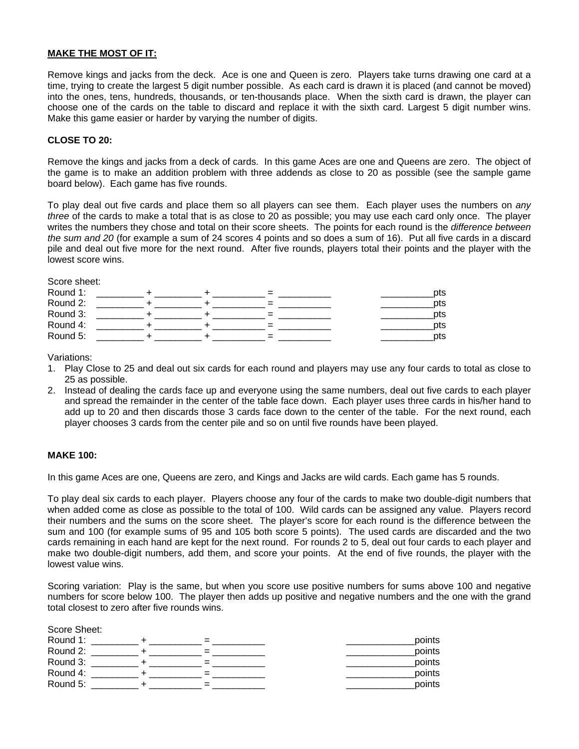**MAKE THE MOST OF IT:**

Remove kings and jacks from the deck. Ace is one and Queen is zero. Players take turns drawing one card at a time, trying to create the largest 5 digit number possible. As each card is drawn it is placed (and cannot be moved) into the ones, tens, hundreds, thousands, or ten-thousands place. When the sixth card is drawn, the player can choose one of the cards on the table to discard and replace it with the sixth card. Largest 5 digit number wins. Make this game easier or harder by varying the number of digits.

**CLOSE TO 20:**

Remove the kings and jacks from a deck of cards. In this game Aces are one and Queens are zero. The object of the game is to make an addition problem with three addends as close to 20 as possible (see the sample game board below). Each game has five rounds.

To play deal out five cards and place them so all players can see them. Each player uses the numbers on *any three* of the cards to make a total that is as close to 20 as possible; you may use each card only once. The player writes the numbers they chose and total on their score sheets. The points for each round is the *difference between the sum and 20* (for example a sum of 24 scores 4 points and so does a sum of 16). Put all five cards in a discard pile and deal out five more for the next round. After five rounds, players total their points and the player with the lowest score wins.

Score sheet:

Round 1: _________ + _________ + __________ = __________ __________pts
Round 2: _________ + _________ + __________ = __________ __________pts
Round 3: _________ + _________ + __________ = __________ __________pts
Round 4: _________ + _________ + __________ = __________ __________pts
Round 5: _________ + _________ + __________ = __________ __________pts

Variations:

1. Play Close to 25 and deal out six cards for each round and players may use any four cards to total as close to 25 as possible.
2. Instead of dealing the cards face up and everyone using the same numbers, deal out five cards to each player and spread the remainder in the center of the table face down. Each player uses three cards in his/her hand to add up to 20 and then discards those 3 cards face down to the center of the table. For the next round, each player chooses 3 cards from the center pile and so on until five rounds have been played.

**MAKE 100:**

In this game Aces are one, Queens are zero, and Kings and Jacks are wild cards. Each game has 5 rounds.

To play deal six cards to each player. Players choose any four of the cards to make two double-digit numbers that when added come as close as possible to the total of 100. Wild cards can be assigned any value. Players record their numbers and the sums on the score sheet. The player's score for each round is the difference between the sum and 100 (for example sums of 95 and 105 both score 5 points). The used cards are discarded and the two cards remaining in each hand are kept for the next round. For rounds 2 to 5, deal out four cards to each player and make two double-digit numbers, add them, and score your points. At the end of five rounds, the player with the lowest value wins.

Scoring variation: Play is the same, but when you score use positive numbers for sums above 100 and negative numbers for score below 100. The player then adds up positive and negative numbers and the one with the grand total closest to zero after five rounds wins.

Score Sheet:

Round 1: _________ + __________ = __________ _____________points
Round 2: _________ + __________ = __________ _____________points
Round 3: _________ + __________ = __________ _____________points
Round 4: _________ + __________ = __________ _____________points
Round 5: _________ + __________ = __________ _____________points